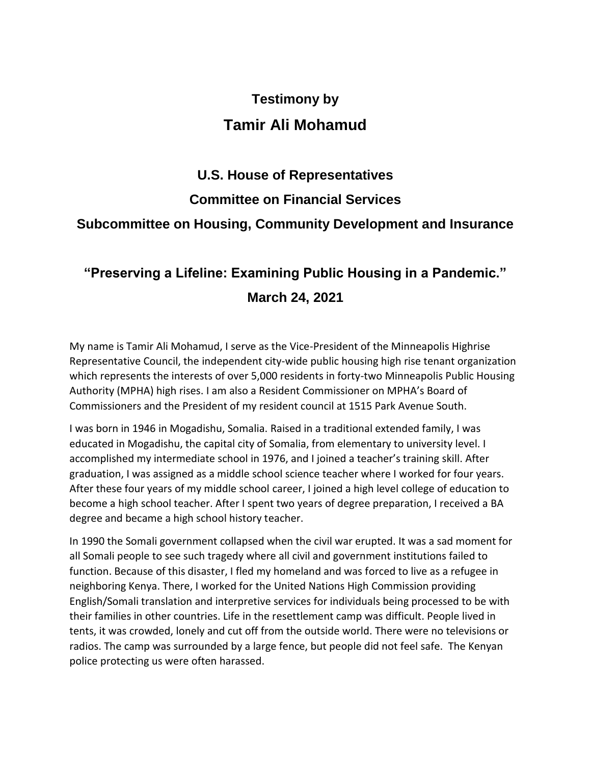**Testimony by**

# Tamir Ali Mohamud

## U.S. House of Representatives

## Committee on Financial Services

## Subcommittee on Housing, Community Development and Insurance

## "Preserving a Lifeline: Examining Public Housing in a Pandemic."

## March 24, 2021

My name is Tamir Ali Mohamud, I serve as the Vice-President of the Minneapolis Highrise Representative Council, the independent city-wide public housing high rise tenant organization which represents the interests of over 5,000 residents in forty-two Minneapolis Public Housing Authority (MPHA) high rises. I am also a Resident Commissioner on MPHA's Board of Commissioners and the President of my resident council at 1515 Park Avenue South.

I was born in 1946 in Mogadishu, Somalia. Raised in a traditional extended family, I was educated in Mogadishu, the capital city of Somalia, from elementary to university level. I accomplished my intermediate school in 1976, and I joined a teacher's training skill. After graduation, I was assigned as a middle school science teacher where I worked for four years. After these four years of my middle school career, I joined a high level college of education to become a high school teacher. After I spent two years of degree preparation, I received a BA degree and became a high school history teacher.

In 1990 the Somali government collapsed when the civil war erupted. It was a sad moment for all Somali people to see such tragedy where all civil and government institutions failed to function. Because of this disaster, I fled my homeland and was forced to live as a refugee in neighboring Kenya. There, I worked for the United Nations High Commission providing English/Somali translation and interpretive services for individuals being processed to be with their families in other countries. Life in the resettlement camp was difficult. People lived in tents, it was crowded, lonely and cut off from the outside world. There were no televisions or radios. The camp was surrounded by a large fence, but people did not feel safe. The Kenyan police protecting us were often harassed.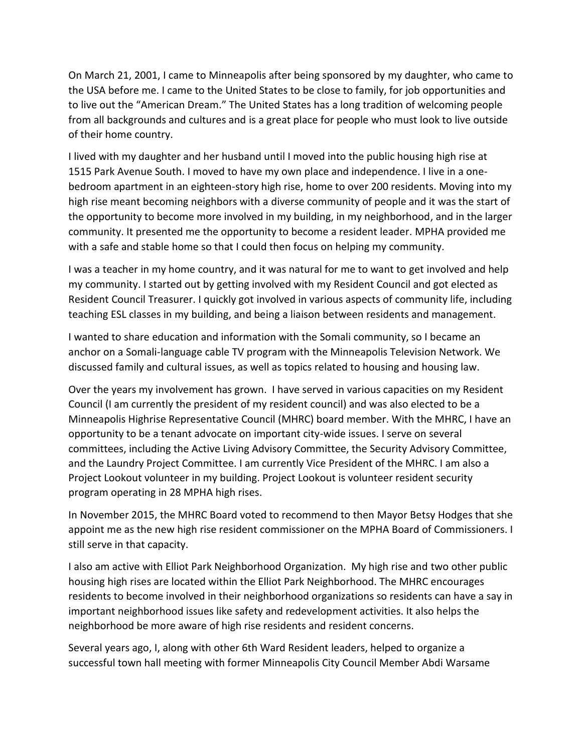On March 21, 2001, I came to Minneapolis after being sponsored by my daughter, who came to the USA before me. I came to the United States to be close to family, for job opportunities and to live out the "American Dream." The United States has a long tradition of welcoming people from all backgrounds and cultures and is a great place for people who must look to live outside of their home country.

I lived with my daughter and her husband until I moved into the public housing high rise at 1515 Park Avenue South. I moved to have my own place and independence. I live in a one-bedroom apartment in an eighteen-story high rise, home to over 200 residents. Moving into my high rise meant becoming neighbors with a diverse community of people and it was the start of the opportunity to become more involved in my building, in my neighborhood, and in the larger community. It presented me the opportunity to become a resident leader. MPHA provided me with a safe and stable home so that I could then focus on helping my community.

I was a teacher in my home country, and it was natural for me to want to get involved and help my community. I started out by getting involved with my Resident Council and got elected as Resident Council Treasurer. I quickly got involved in various aspects of community life, including teaching ESL classes in my building, and being a liaison between residents and management.

I wanted to share education and information with the Somali community, so I became an anchor on a Somali-language cable TV program with the Minneapolis Television Network. We discussed family and cultural issues, as well as topics related to housing and housing law.

Over the years my involvement has grown. I have served in various capacities on my Resident Council (I am currently the president of my resident council) and was also elected to be a Minneapolis Highrise Representative Council (MHRC) board member. With the MHRC, I have an opportunity to be a tenant advocate on important city-wide issues. I serve on several committees, including the Active Living Advisory Committee, the Security Advisory Committee, and the Laundry Project Committee. I am currently Vice President of the MHRC. I am also a Project Lookout volunteer in my building. Project Lookout is volunteer resident security program operating in 28 MPHA high rises.

In November 2015, the MHRC Board voted to recommend to then Mayor Betsy Hodges that she appoint me as the new high rise resident commissioner on the MPHA Board of Commissioners. I still serve in that capacity.

I also am active with Elliot Park Neighborhood Organization. My high rise and two other public housing high rises are located within the Elliot Park Neighborhood. The MHRC encourages residents to become involved in their neighborhood organizations so residents can have a say in important neighborhood issues like safety and redevelopment activities. It also helps the neighborhood be more aware of high rise residents and resident concerns.

Several years ago, I, along with other 6th Ward Resident leaders, helped to organize a successful town hall meeting with former Minneapolis City Council Member Abdi Warsame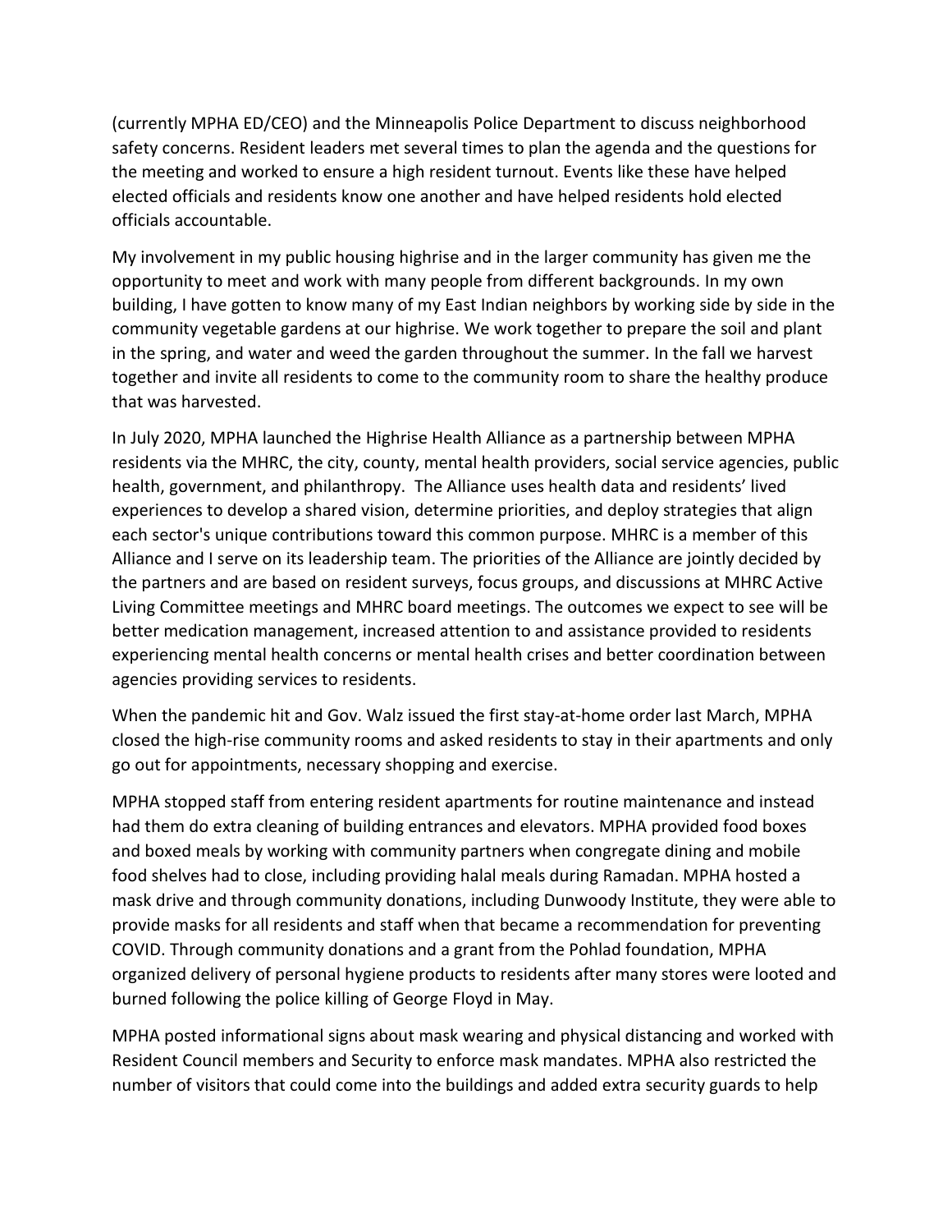(currently MPHA ED/CEO) and the Minneapolis Police Department to discuss neighborhood safety concerns. Resident leaders met several times to plan the agenda and the questions for the meeting and worked to ensure a high resident turnout. Events like these have helped elected officials and residents know one another and have helped residents hold elected officials accountable.

My involvement in my public housing highrise and in the larger community has given me the opportunity to meet and work with many people from different backgrounds. In my own building, I have gotten to know many of my East Indian neighbors by working side by side in the community vegetable gardens at our highrise. We work together to prepare the soil and plant in the spring, and water and weed the garden throughout the summer. In the fall we harvest together and invite all residents to come to the community room to share the healthy produce that was harvested.

In July 2020, MPHA launched the Highrise Health Alliance as a partnership between MPHA residents via the MHRC, the city, county, mental health providers, social service agencies, public health, government, and philanthropy. The Alliance uses health data and residents' lived experiences to develop a shared vision, determine priorities, and deploy strategies that align each sector's unique contributions toward this common purpose. MHRC is a member of this Alliance and I serve on its leadership team. The priorities of the Alliance are jointly decided by the partners and are based on resident surveys, focus groups, and discussions at MHRC Active Living Committee meetings and MHRC board meetings. The outcomes we expect to see will be better medication management, increased attention to and assistance provided to residents experiencing mental health concerns or mental health crises and better coordination between agencies providing services to residents.

When the pandemic hit and Gov. Walz issued the first stay-at-home order last March, MPHA closed the high-rise community rooms and asked residents to stay in their apartments and only go out for appointments, necessary shopping and exercise.

MPHA stopped staff from entering resident apartments for routine maintenance and instead had them do extra cleaning of building entrances and elevators. MPHA provided food boxes and boxed meals by working with community partners when congregate dining and mobile food shelves had to close, including providing halal meals during Ramadan. MPHA hosted a mask drive and through community donations, including Dunwoody Institute, they were able to provide masks for all residents and staff when that became a recommendation for preventing COVID. Through community donations and a grant from the Pohlad foundation, MPHA organized delivery of personal hygiene products to residents after many stores were looted and burned following the police killing of George Floyd in May.

MPHA posted informational signs about mask wearing and physical distancing and worked with Resident Council members and Security to enforce mask mandates. MPHA also restricted the number of visitors that could come into the buildings and added extra security guards to help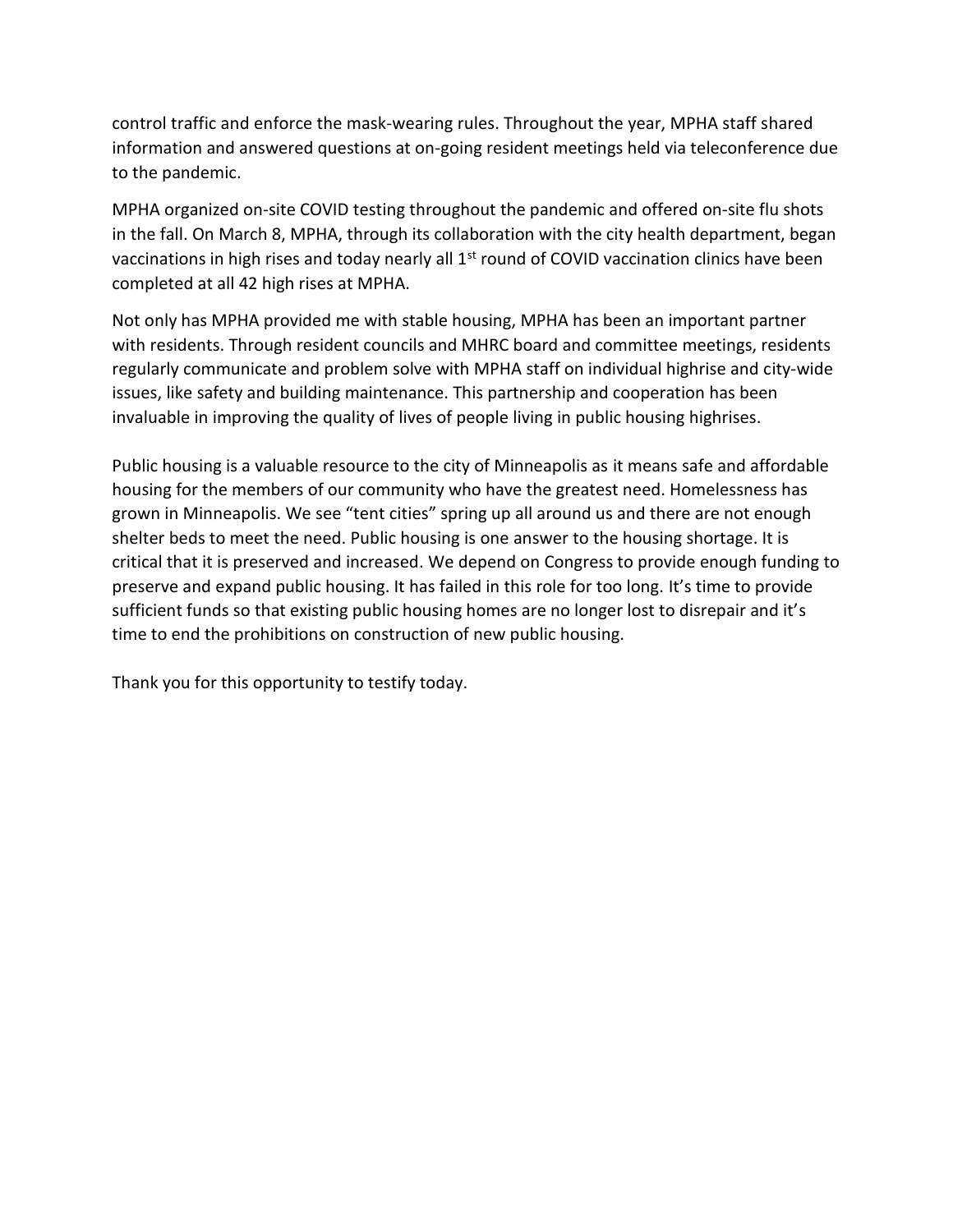control traffic and enforce the mask-wearing rules. Throughout the year, MPHA staff shared information and answered questions at on-going resident meetings held via teleconference due to the pandemic.

MPHA organized on-site COVID testing throughout the pandemic and offered on-site flu shots in the fall. On March 8, MPHA, through its collaboration with the city health department, began vaccinations in high rises and today nearly all 1st round of COVID vaccination clinics have been completed at all 42 high rises at MPHA.

Not only has MPHA provided me with stable housing, MPHA has been an important partner with residents. Through resident councils and MHRC board and committee meetings, residents regularly communicate and problem solve with MPHA staff on individual highrise and city-wide issues, like safety and building maintenance. This partnership and cooperation has been invaluable in improving the quality of lives of people living in public housing highrises.

Public housing is a valuable resource to the city of Minneapolis as it means safe and affordable housing for the members of our community who have the greatest need. Homelessness has grown in Minneapolis. We see "tent cities" spring up all around us and there are not enough shelter beds to meet the need. Public housing is one answer to the housing shortage. It is critical that it is preserved and increased. We depend on Congress to provide enough funding to preserve and expand public housing. It has failed in this role for too long. It's time to provide sufficient funds so that existing public housing homes are no longer lost to disrepair and it's time to end the prohibitions on construction of new public housing.

Thank you for this opportunity to testify today.